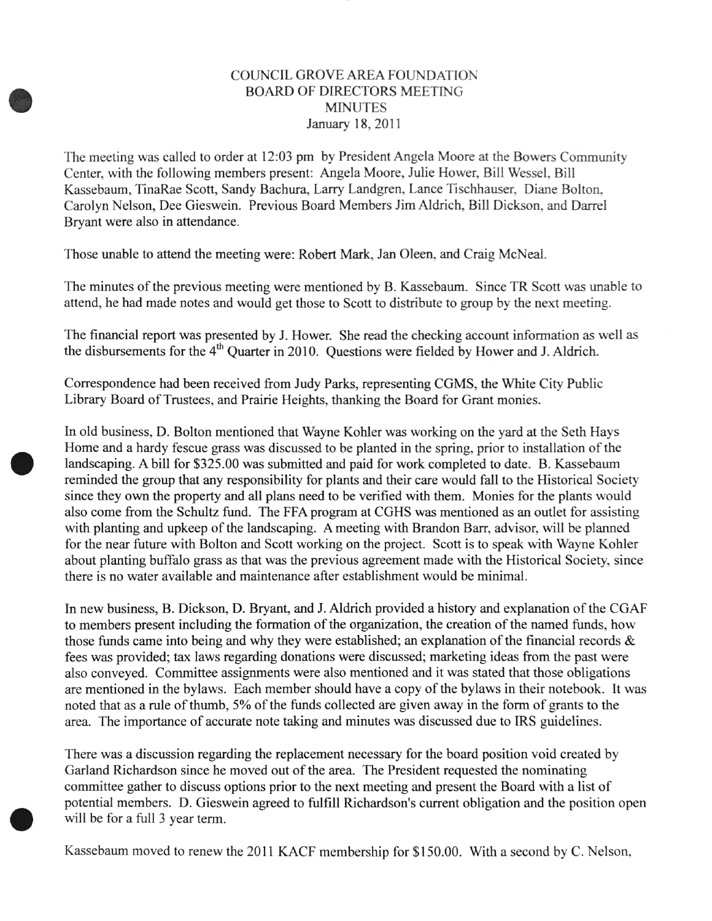# COUNCIL GROVE AREA FOUNDATION
## BOARD OF DIRECTORS MEETING
## MINUTES
### January 18, 2011

The meeting was called to order at 12:03 pm by President Angela Moore at the Bowers Community Center, with the following members present: Angela Moore, Julie Hower, Bill Wessel, Bill Kassebaum, TinaRae Scott, Sandy Bachura, Larry Landgren, Lance Tischhauser, Diane Bolton, Carolyn Nelson, Dee Gieswein. Previous Board Members Jim Aldrich, Bill Dickson, and Darrel Bryant were also in attendance.

Those unable to attend the meeting were: Robert Mark, Jan Oleen, and Craig McNeal.

The minutes of the previous meeting were mentioned by B. Kassebaum. Since TR Scott was unable to attend, he had made notes and would get those to Scott to distribute to group by the next meeting.

The financial report was presented by J. Hower. She read the checking account information as well as the disbursements for the 4th Quarter in 2010. Questions were fielded by Hower and J. Aldrich.

Correspondence had been received from Judy Parks, representing CGMS, the White City Public Library Board of Trustees, and Prairie Heights, thanking the Board for Grant monies.

In old business, D. Bolton mentioned that Wayne Kohler was working on the yard at the Seth Hays Home and a hardy fescue grass was discussed to be planted in the spring, prior to installation of the landscaping. A bill for $325.00 was submitted and paid for work completed to date. B. Kassebaum reminded the group that any responsibility for plants and their care would fall to the Historical Society since they own the property and all plans need to be verified with them. Monies for the plants would also come from the Schultz fund. The FFA program at CGHS was mentioned as an outlet for assisting with planting and upkeep of the landscaping. A meeting with Brandon Barr, advisor, will be planned for the near future with Bolton and Scott working on the project. Scott is to speak with Wayne Kohler about planting buffalo grass as that was the previous agreement made with the Historical Society, since there is no water available and maintenance after establishment would be minimal.

In new business, B. Dickson, D. Bryant, and J. Aldrich provided a history and explanation of the CGAF to members present including the formation of the organization, the creation of the named funds, how those funds came into being and why they were established; an explanation of the financial records & fees was provided; tax laws regarding donations were discussed; marketing ideas from the past were also conveyed. Committee assignments were also mentioned and it was stated that those obligations are mentioned in the bylaws. Each member should have a copy of the bylaws in their notebook. It was noted that as a rule of thumb, 5% of the funds collected are given away in the form of grants to the area. The importance of accurate note taking and minutes was discussed due to IRS guidelines.

There was a discussion regarding the replacement necessary for the board position void created by Garland Richardson since he moved out of the area. The President requested the nominating committee gather to discuss options prior to the next meeting and present the Board with a list of potential members. D. Gieswein agreed to fulfill Richardson's current obligation and the position open will be for a full 3 year term.

Kassebaum moved to renew the 2011 KACF membership for $150.00. With a second by C. Nelson,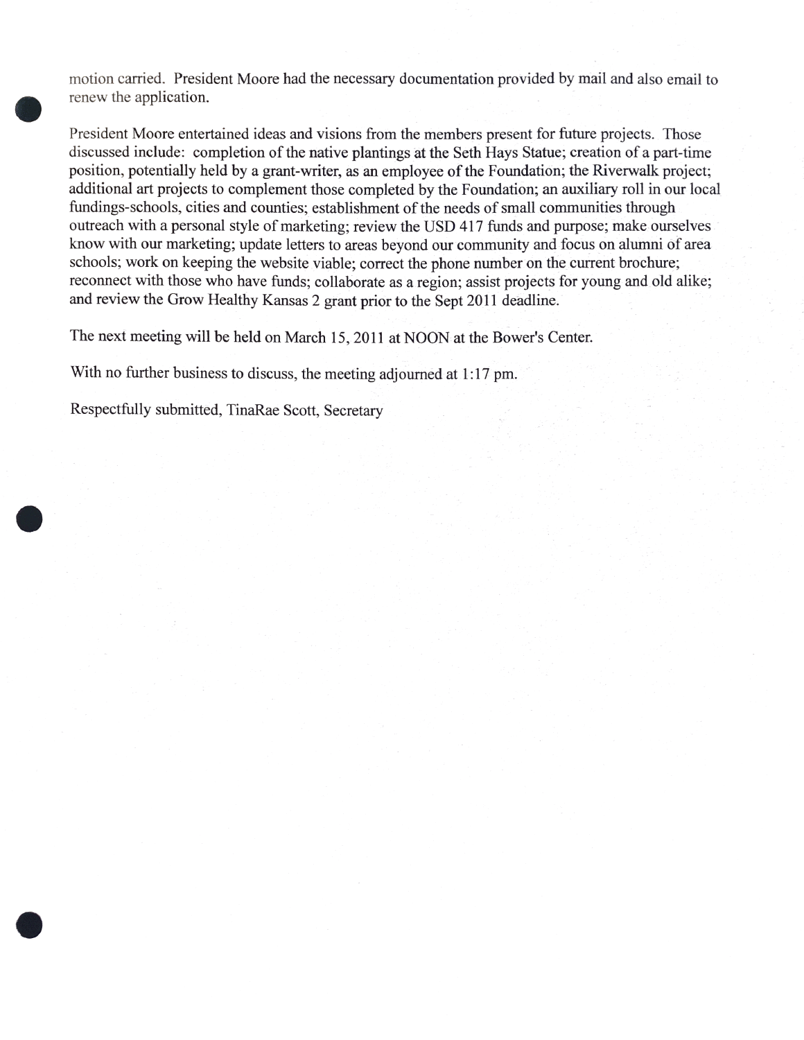motion carried. President Moore had the necessary documentation provided by mail and also email to renew the application.

President Moore entertained ideas and visions from the members present for future projects. Those discussed include: completion of the native plantings at the Seth Hays Statue; creation of a part-time position, potentially held by a grant-writer, as an employee of the Foundation; the Riverwalk project; additional art projects to complement those completed by the Foundation; an auxiliary roll in our local fundings-schools, cities and counties; establishment of the needs of small communities through outreach with a personal style of marketing; review the USD 417 funds and purpose; make ourselves know with our marketing; update letters to areas beyond our community and focus on alumni of area schools; work on keeping the website viable; correct the phone number on the current brochure; reconnect with those who have funds; collaborate as a region; assist projects for young and old alike; and review the Grow Healthy Kansas 2 grant prior to the Sept 2011 deadline.

The next meeting will be held on March 15, 2011 at NOON at the Bower's Center.

With no further business to discuss, the meeting adjourned at 1:17 pm.

Respectfully submitted, TinaRae Scott, Secretary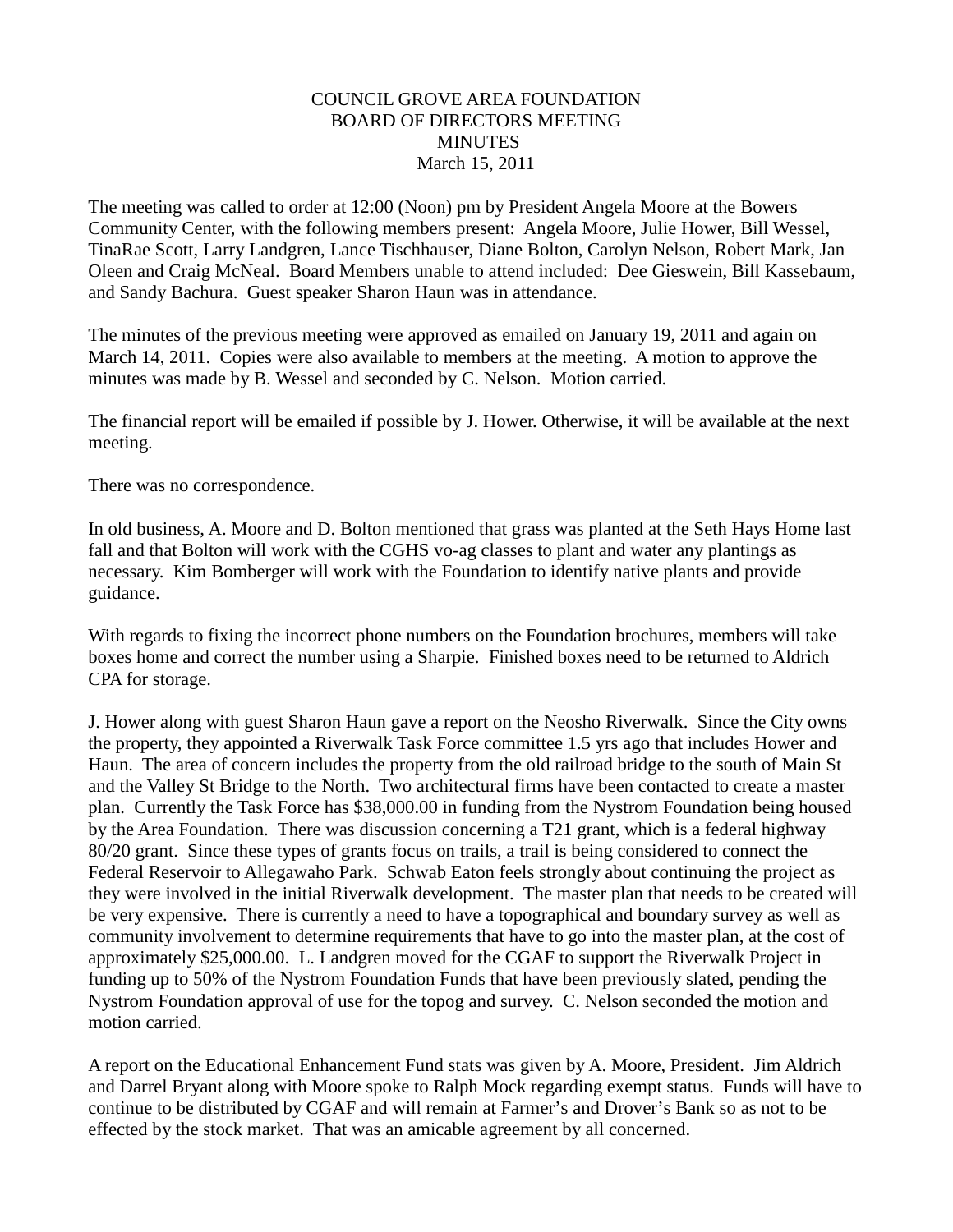COUNCIL GROVE AREA FOUNDATION  
BOARD OF DIRECTORS MEETING  
MINUTES  
March 15, 2011

The meeting was called to order at 12:00 (Noon) pm by President Angela Moore at the Bowers Community Center, with the following members present: Angela Moore, Julie Hower, Bill Wessel, TinaRae Scott, Larry Landgren, Lance Tischhauser, Diane Bolton, Carolyn Nelson, Robert Mark, Jan Oleen and Craig McNeal. Board Members unable to attend included: Dee Gieswein, Bill Kassebaum, and Sandy Bachura. Guest speaker Sharon Haun was in attendance.

The minutes of the previous meeting were approved as emailed on January 19, 2011 and again on March 14, 2011. Copies were also available to members at the meeting. A motion to approve the minutes was made by B. Wessel and seconded by C. Nelson. Motion carried.

The financial report will be emailed if possible by J. Hower. Otherwise, it will be available at the next meeting.

There was no correspondence.

In old business, A. Moore and D. Bolton mentioned that grass was planted at the Seth Hays Home last fall and that Bolton will work with the CGHS vo-ag classes to plant and water any plantings as necessary. Kim Bomberger will work with the Foundation to identify native plants and provide guidance.

With regards to fixing the incorrect phone numbers on the Foundation brochures, members will take boxes home and correct the number using a Sharpie. Finished boxes need to be returned to Aldrich CPA for storage.

J. Hower along with guest Sharon Haun gave a report on the Neosho Riverwalk. Since the City owns the property, they appointed a Riverwalk Task Force committee 1.5 yrs ago that includes Hower and Haun. The area of concern includes the property from the old railroad bridge to the south of Main St and the Valley St Bridge to the North. Two architectural firms have been contacted to create a master plan. Currently the Task Force has $38,000.00 in funding from the Nystrom Foundation being housed by the Area Foundation. There was discussion concerning a T21 grant, which is a federal highway 80/20 grant. Since these types of grants focus on trails, a trail is being considered to connect the Federal Reservoir to Allegawaho Park. Schwab Eaton feels strongly about continuing the project as they were involved in the initial Riverwalk development. The master plan that needs to be created will be very expensive. There is currently a need to have a topographical and boundary survey as well as community involvement to determine requirements that have to go into the master plan, at the cost of approximately $25,000.00. L. Landgren moved for the CGAF to support the Riverwalk Project in funding up to 50% of the Nystrom Foundation Funds that have been previously slated, pending the Nystrom Foundation approval of use for the topog and survey. C. Nelson seconded the motion and motion carried.

A report on the Educational Enhancement Fund stats was given by A. Moore, President. Jim Aldrich and Darrel Bryant along with Moore spoke to Ralph Mock regarding exempt status. Funds will have to continue to be distributed by CGAF and will remain at Farmer's and Drover's Bank so as not to be effected by the stock market. That was an amicable agreement by all concerned.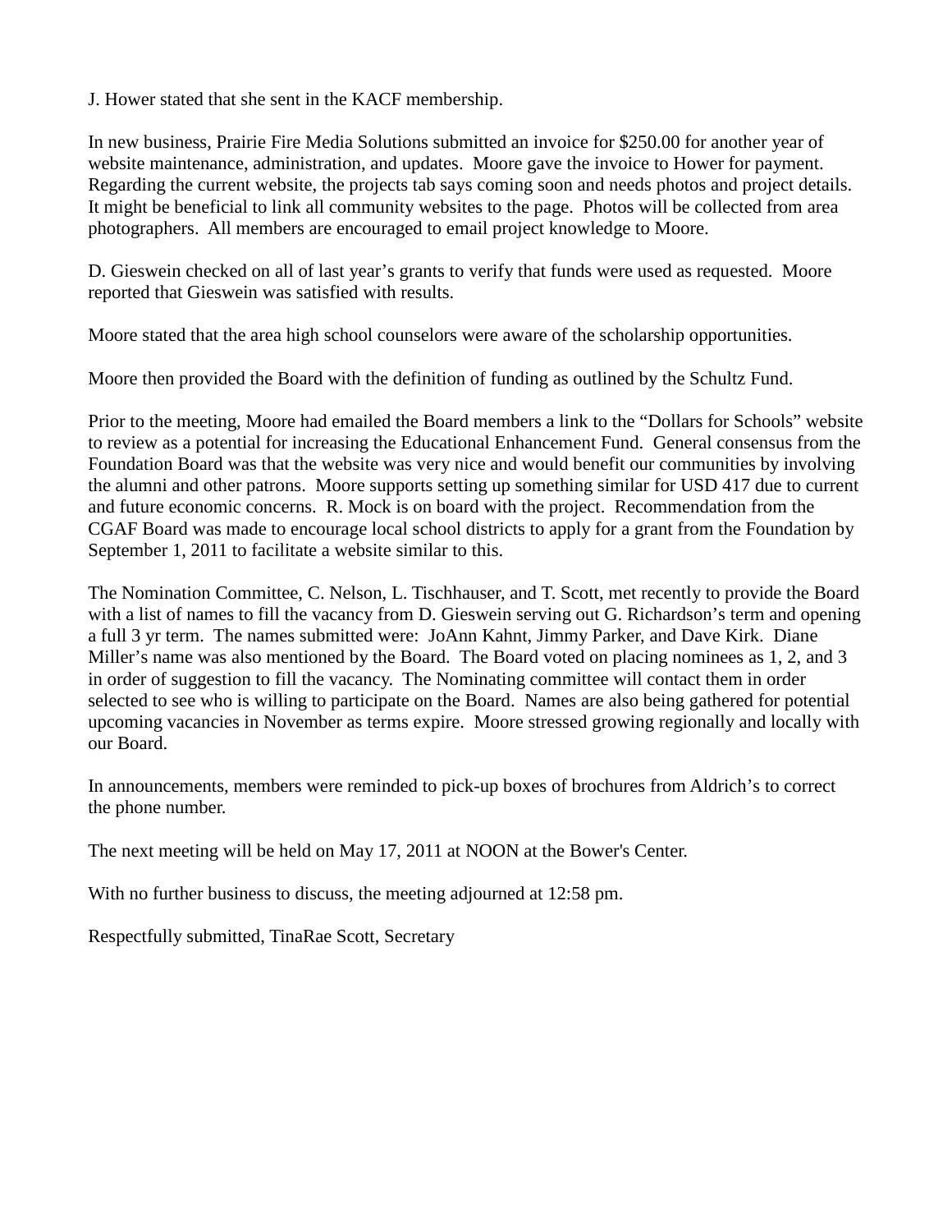J. Hower stated that she sent in the KACF membership.

In new business, Prairie Fire Media Solutions submitted an invoice for $250.00 for another year of website maintenance, administration, and updates. Moore gave the invoice to Hower for payment. Regarding the current website, the projects tab says coming soon and needs photos and project details. It might be beneficial to link all community websites to the page. Photos will be collected from area photographers. All members are encouraged to email project knowledge to Moore.

D. Gieswein checked on all of last year's grants to verify that funds were used as requested. Moore reported that Gieswein was satisfied with results.

Moore stated that the area high school counselors were aware of the scholarship opportunities.

Moore then provided the Board with the definition of funding as outlined by the Schultz Fund.

Prior to the meeting, Moore had emailed the Board members a link to the "Dollars for Schools" website to review as a potential for increasing the Educational Enhancement Fund. General consensus from the Foundation Board was that the website was very nice and would benefit our communities by involving the alumni and other patrons. Moore supports setting up something similar for USD 417 due to current and future economic concerns. R. Mock is on board with the project. Recommendation from the CGAF Board was made to encourage local school districts to apply for a grant from the Foundation by September 1, 2011 to facilitate a website similar to this.

The Nomination Committee, C. Nelson, L. Tischhauser, and T. Scott, met recently to provide the Board with a list of names to fill the vacancy from D. Gieswein serving out G. Richardson's term and opening a full 3 yr term. The names submitted were: JoAnn Kahnt, Jimmy Parker, and Dave Kirk. Diane Miller's name was also mentioned by the Board. The Board voted on placing nominees as 1, 2, and 3 in order of suggestion to fill the vacancy. The Nominating committee will contact them in order selected to see who is willing to participate on the Board. Names are also being gathered for potential upcoming vacancies in November as terms expire. Moore stressed growing regionally and locally with our Board.

In announcements, members were reminded to pick-up boxes of brochures from Aldrich's to correct the phone number.

The next meeting will be held on May 17, 2011 at NOON at the Bower's Center.

With no further business to discuss, the meeting adjourned at 12:58 pm.

Respectfully submitted, TinaRae Scott, Secretary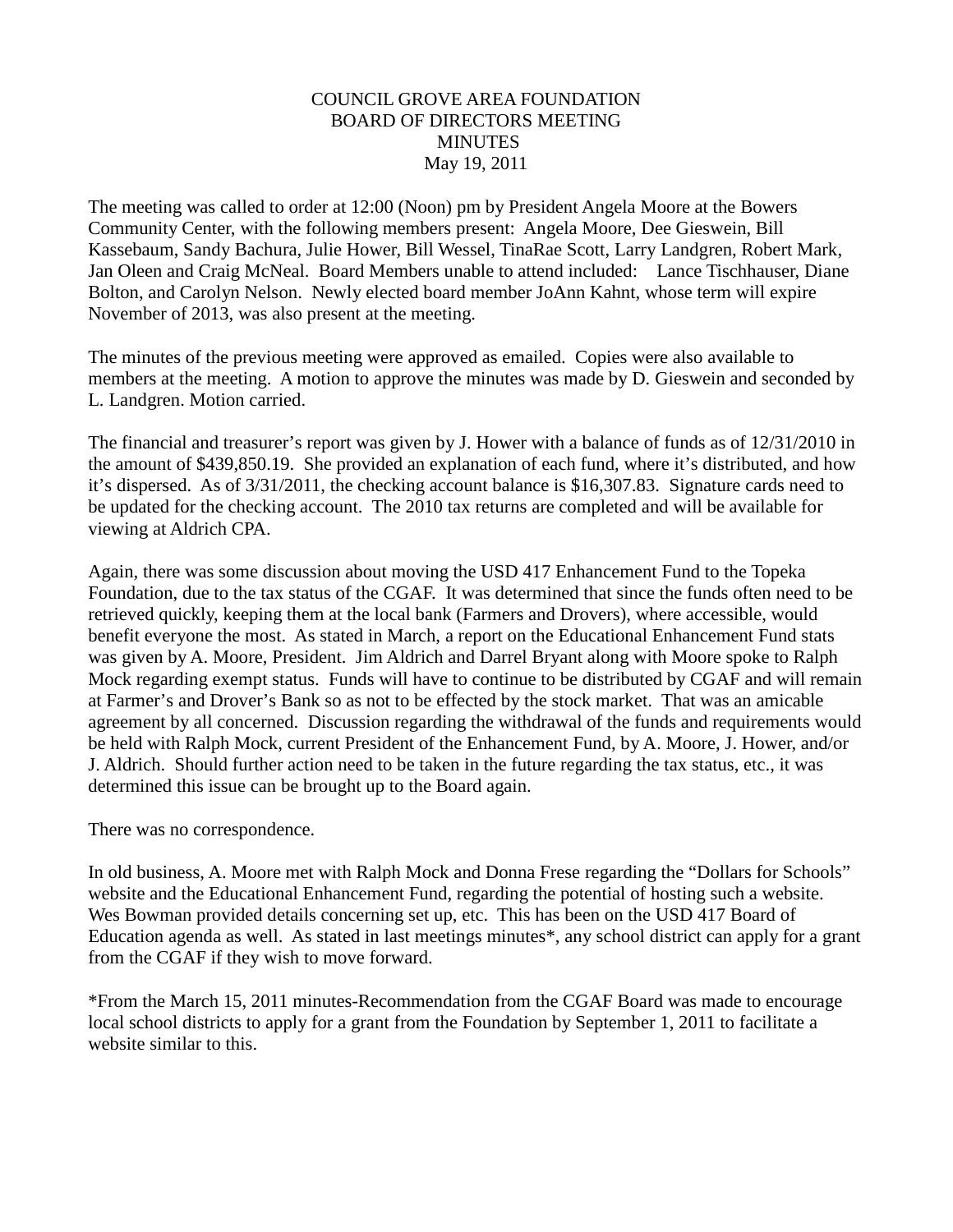COUNCIL GROVE AREA FOUNDATION
BOARD OF DIRECTORS MEETING
MINUTES
May 19, 2011

The meeting was called to order at 12:00 (Noon) pm by President Angela Moore at the Bowers Community Center, with the following members present: Angela Moore, Dee Gieswein, Bill Kassebaum, Sandy Bachura, Julie Hower, Bill Wessel, TinaRae Scott, Larry Landgren, Robert Mark, Jan Oleen and Craig McNeal. Board Members unable to attend included: Lance Tischhauser, Diane Bolton, and Carolyn Nelson. Newly elected board member JoAnn Kahnt, whose term will expire November of 2013, was also present at the meeting.

The minutes of the previous meeting were approved as emailed. Copies were also available to members at the meeting. A motion to approve the minutes was made by D. Gieswein and seconded by L. Landgren. Motion carried.

The financial and treasurer's report was given by J. Hower with a balance of funds as of 12/31/2010 in the amount of $439,850.19. She provided an explanation of each fund, where it's distributed, and how it's dispersed. As of 3/31/2011, the checking account balance is $16,307.83. Signature cards need to be updated for the checking account. The 2010 tax returns are completed and will be available for viewing at Aldrich CPA.

Again, there was some discussion about moving the USD 417 Enhancement Fund to the Topeka Foundation, due to the tax status of the CGAF. It was determined that since the funds often need to be retrieved quickly, keeping them at the local bank (Farmers and Drovers), where accessible, would benefit everyone the most. As stated in March, a report on the Educational Enhancement Fund stats was given by A. Moore, President. Jim Aldrich and Darrel Bryant along with Moore spoke to Ralph Mock regarding exempt status. Funds will have to continue to be distributed by CGAF and will remain at Farmer's and Drover's Bank so as not to be effected by the stock market. That was an amicable agreement by all concerned. Discussion regarding the withdrawal of the funds and requirements would be held with Ralph Mock, current President of the Enhancement Fund, by A. Moore, J. Hower, and/or J. Aldrich. Should further action need to be taken in the future regarding the tax status, etc., it was determined this issue can be brought up to the Board again.

There was no correspondence.

In old business, A. Moore met with Ralph Mock and Donna Frese regarding the "Dollars for Schools" website and the Educational Enhancement Fund, regarding the potential of hosting such a website. Wes Bowman provided details concerning set up, etc. This has been on the USD 417 Board of Education agenda as well. As stated in last meetings minutes*, any school district can apply for a grant from the CGAF if they wish to move forward.

*From the March 15, 2011 minutes-Recommendation from the CGAF Board was made to encourage local school districts to apply for a grant from the Foundation by September 1, 2011 to facilitate a website similar to this.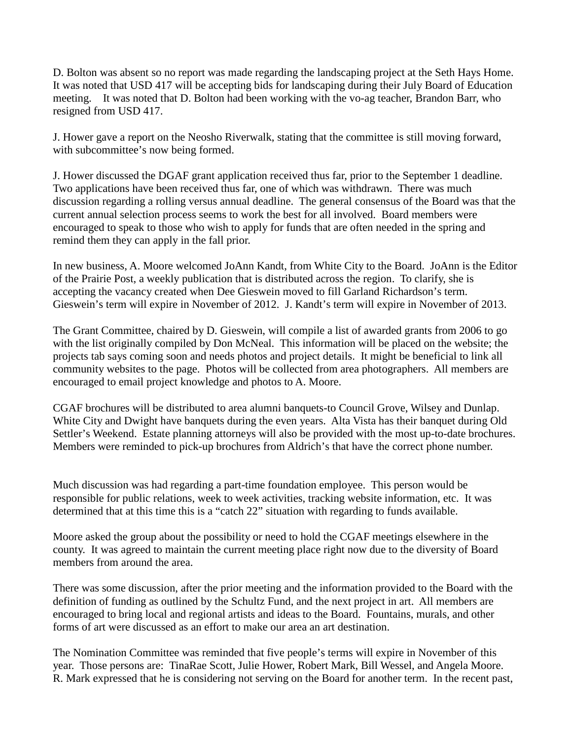D. Bolton was absent so no report was made regarding the landscaping project at the Seth Hays Home. It was noted that USD 417 will be accepting bids for landscaping during their July Board of Education meeting. It was noted that D. Bolton had been working with the vo-ag teacher, Brandon Barr, who resigned from USD 417.

J. Hower gave a report on the Neosho Riverwalk, stating that the committee is still moving forward, with subcommittee's now being formed.

J. Hower discussed the DGAF grant application received thus far, prior to the September 1 deadline. Two applications have been received thus far, one of which was withdrawn. There was much discussion regarding a rolling versus annual deadline. The general consensus of the Board was that the current annual selection process seems to work the best for all involved. Board members were encouraged to speak to those who wish to apply for funds that are often needed in the spring and remind them they can apply in the fall prior.

In new business, A. Moore welcomed JoAnn Kandt, from White City to the Board. JoAnn is the Editor of the Prairie Post, a weekly publication that is distributed across the region. To clarify, she is accepting the vacancy created when Dee Gieswein moved to fill Garland Richardson's term. Gieswein's term will expire in November of 2012. J. Kandt's term will expire in November of 2013.

The Grant Committee, chaired by D. Gieswein, will compile a list of awarded grants from 2006 to go with the list originally compiled by Don McNeal. This information will be placed on the website; the projects tab says coming soon and needs photos and project details. It might be beneficial to link all community websites to the page. Photos will be collected from area photographers. All members are encouraged to email project knowledge and photos to A. Moore.

CGAF brochures will be distributed to area alumni banquets-to Council Grove, Wilsey and Dunlap. White City and Dwight have banquets during the even years. Alta Vista has their banquet during Old Settler's Weekend. Estate planning attorneys will also be provided with the most up-to-date brochures. Members were reminded to pick-up brochures from Aldrich's that have the correct phone number.

Much discussion was had regarding a part-time foundation employee. This person would be responsible for public relations, week to week activities, tracking website information, etc. It was determined that at this time this is a "catch 22" situation with regarding to funds available.

Moore asked the group about the possibility or need to hold the CGAF meetings elsewhere in the county. It was agreed to maintain the current meeting place right now due to the diversity of Board members from around the area.

There was some discussion, after the prior meeting and the information provided to the Board with the definition of funding as outlined by the Schultz Fund, and the next project in art. All members are encouraged to bring local and regional artists and ideas to the Board. Fountains, murals, and other forms of art were discussed as an effort to make our area an art destination.

The Nomination Committee was reminded that five people's terms will expire in November of this year. Those persons are: TinaRae Scott, Julie Hower, Robert Mark, Bill Wessel, and Angela Moore. R. Mark expressed that he is considering not serving on the Board for another term. In the recent past,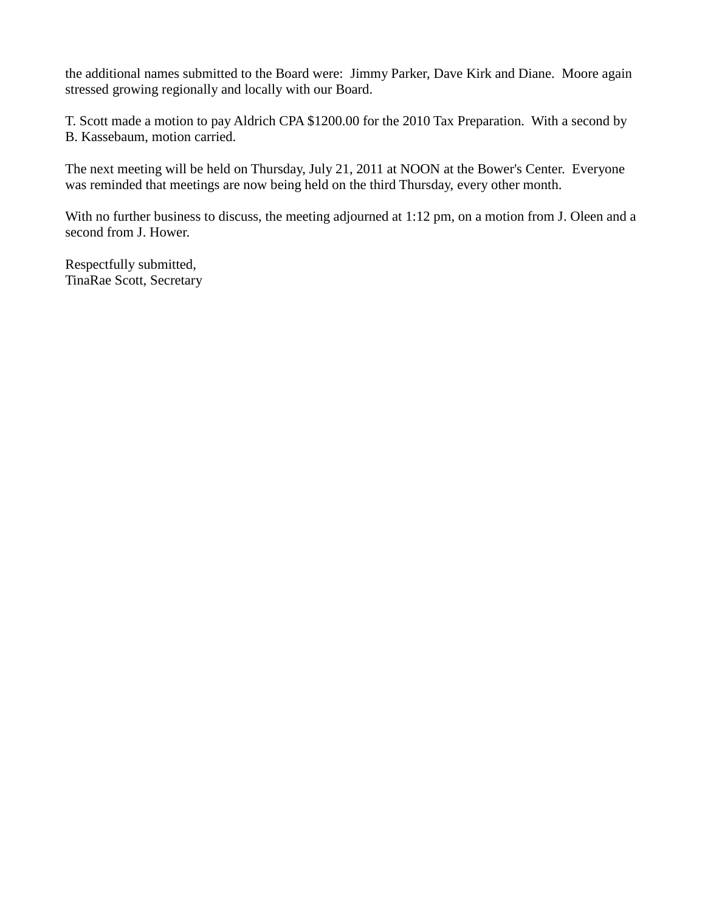the additional names submitted to the Board were: Jimmy Parker, Dave Kirk and Diane. Moore again stressed growing regionally and locally with our Board.

T. Scott made a motion to pay Aldrich CPA $1200.00 for the 2010 Tax Preparation. With a second by B. Kassebaum, motion carried.

The next meeting will be held on Thursday, July 21, 2011 at NOON at the Bower's Center. Everyone was reminded that meetings are now being held on the third Thursday, every other month.

With no further business to discuss, the meeting adjourned at 1:12 pm, on a motion from J. Oleen and a second from J. Hower.

Respectfully submitted,
TinaRae Scott, Secretary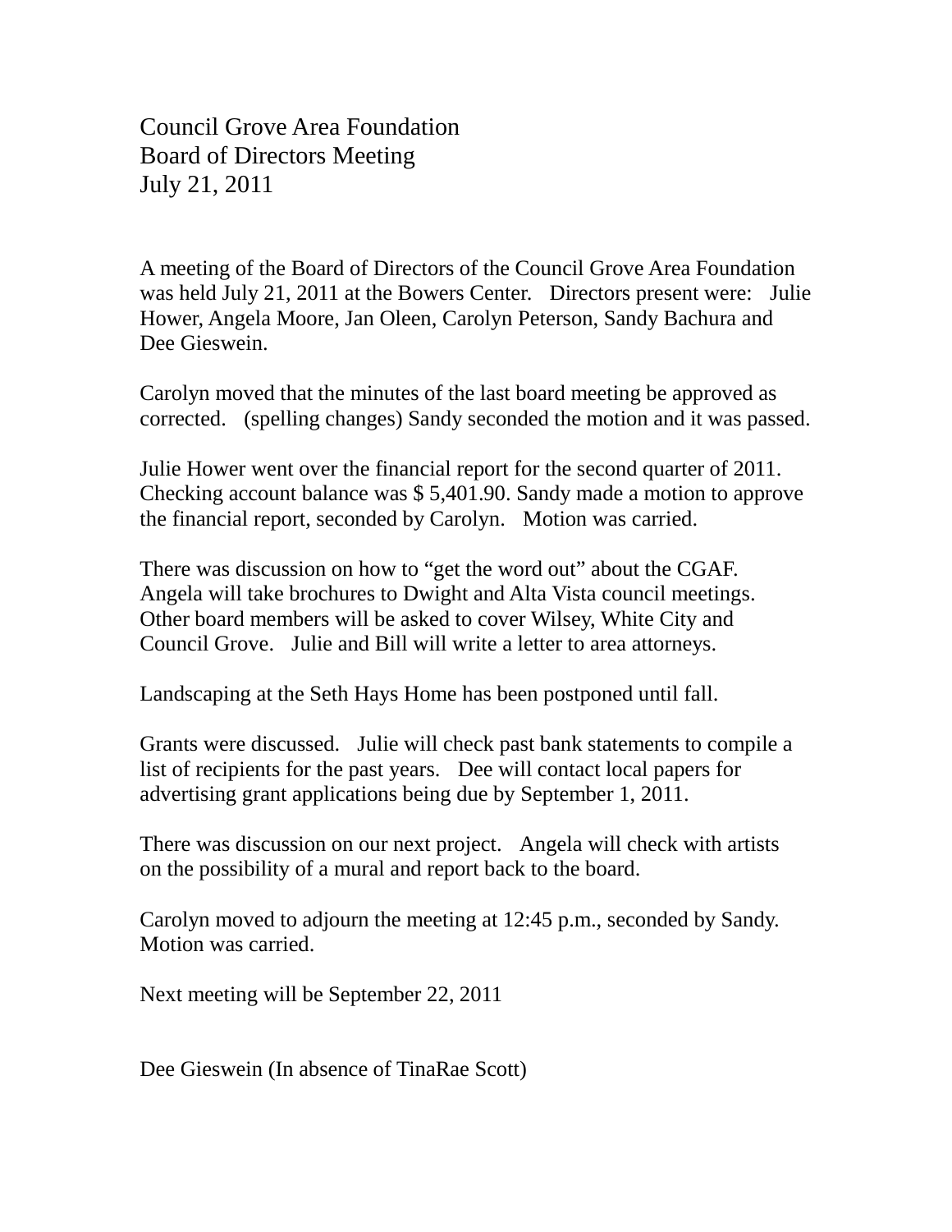Council Grove Area Foundation
Board of Directors Meeting
July 21, 2011

A meeting of the Board of Directors of the Council Grove Area Foundation was held July 21, 2011 at the Bowers Center. Directors present were: Julie Hower, Angela Moore, Jan Oleen, Carolyn Peterson, Sandy Bachura and Dee Gieswein.

Carolyn moved that the minutes of the last board meeting be approved as corrected. (spelling changes) Sandy seconded the motion and it was passed.

Julie Hower went over the financial report for the second quarter of 2011. Checking account balance was $ 5,401.90. Sandy made a motion to approve the financial report, seconded by Carolyn. Motion was carried.

There was discussion on how to "get the word out" about the CGAF. Angela will take brochures to Dwight and Alta Vista council meetings. Other board members will be asked to cover Wilsey, White City and Council Grove. Julie and Bill will write a letter to area attorneys.

Landscaping at the Seth Hays Home has been postponed until fall.

Grants were discussed. Julie will check past bank statements to compile a list of recipients for the past years. Dee will contact local papers for advertising grant applications being due by September 1, 2011.

There was discussion on our next project. Angela will check with artists on the possibility of a mural and report back to the board.

Carolyn moved to adjourn the meeting at 12:45 p.m., seconded by Sandy. Motion was carried.

Next meeting will be September 22, 2011

Dee Gieswein (In absence of TinaRae Scott)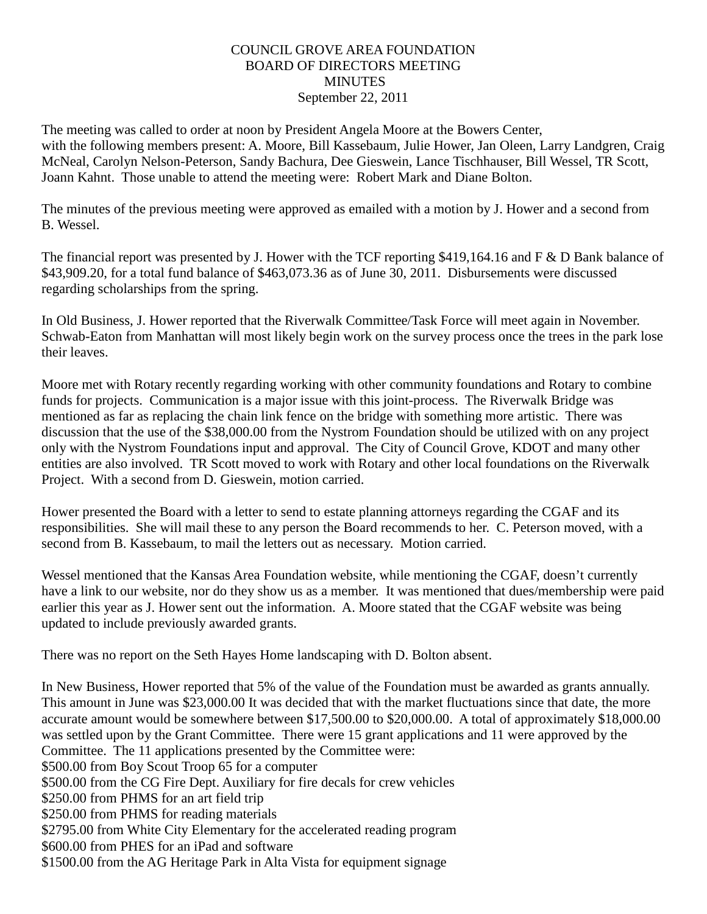COUNCIL GROVE AREA FOUNDATION
BOARD OF DIRECTORS MEETING
MINUTES
September 22, 2011

The meeting was called to order at noon by President Angela Moore at the Bowers Center, with the following members present: A. Moore, Bill Kassebaum, Julie Hower, Jan Oleen, Larry Landgren, Craig McNeal, Carolyn Nelson-Peterson, Sandy Bachura, Dee Gieswein, Lance Tischhauser, Bill Wessel, TR Scott, Joann Kahnt. Those unable to attend the meeting were: Robert Mark and Diane Bolton.

The minutes of the previous meeting were approved as emailed with a motion by J. Hower and a second from B. Wessel.

The financial report was presented by J. Hower with the TCF reporting $419,164.16 and F & D Bank balance of $43,909.20, for a total fund balance of $463,073.36 as of June 30, 2011. Disbursements were discussed regarding scholarships from the spring.

In Old Business, J. Hower reported that the Riverwalk Committee/Task Force will meet again in November. Schwab-Eaton from Manhattan will most likely begin work on the survey process once the trees in the park lose their leaves.

Moore met with Rotary recently regarding working with other community foundations and Rotary to combine funds for projects. Communication is a major issue with this joint-process. The Riverwalk Bridge was mentioned as far as replacing the chain link fence on the bridge with something more artistic. There was discussion that the use of the $38,000.00 from the Nystrom Foundation should be utilized with on any project only with the Nystrom Foundations input and approval. The City of Council Grove, KDOT and many other entities are also involved. TR Scott moved to work with Rotary and other local foundations on the Riverwalk Project. With a second from D. Gieswein, motion carried.

Hower presented the Board with a letter to send to estate planning attorneys regarding the CGAF and its responsibilities. She will mail these to any person the Board recommends to her. C. Peterson moved, with a second from B. Kassebaum, to mail the letters out as necessary. Motion carried.

Wessel mentioned that the Kansas Area Foundation website, while mentioning the CGAF, doesn't currently have a link to our website, nor do they show us as a member. It was mentioned that dues/membership were paid earlier this year as J. Hower sent out the information. A. Moore stated that the CGAF website was being updated to include previously awarded grants.

There was no report on the Seth Hayes Home landscaping with D. Bolton absent.

In New Business, Hower reported that 5% of the value of the Foundation must be awarded as grants annually. This amount in June was $23,000.00 It was decided that with the market fluctuations since that date, the more accurate amount would be somewhere between $17,500.00 to $20,000.00. A total of approximately $18,000.00 was settled upon by the Grant Committee. There were 15 grant applications and 11 were approved by the Committee. The 11 applications presented by the Committee were:
$500.00 from Boy Scout Troop 65 for a computer
$500.00 from the CG Fire Dept. Auxiliary for fire decals for crew vehicles
$250.00 from PHMS for an art field trip
$250.00 from PHMS for reading materials
$2795.00 from White City Elementary for the accelerated reading program
$600.00 from PHES for an iPad and software
$1500.00 from the AG Heritage Park in Alta Vista for equipment signage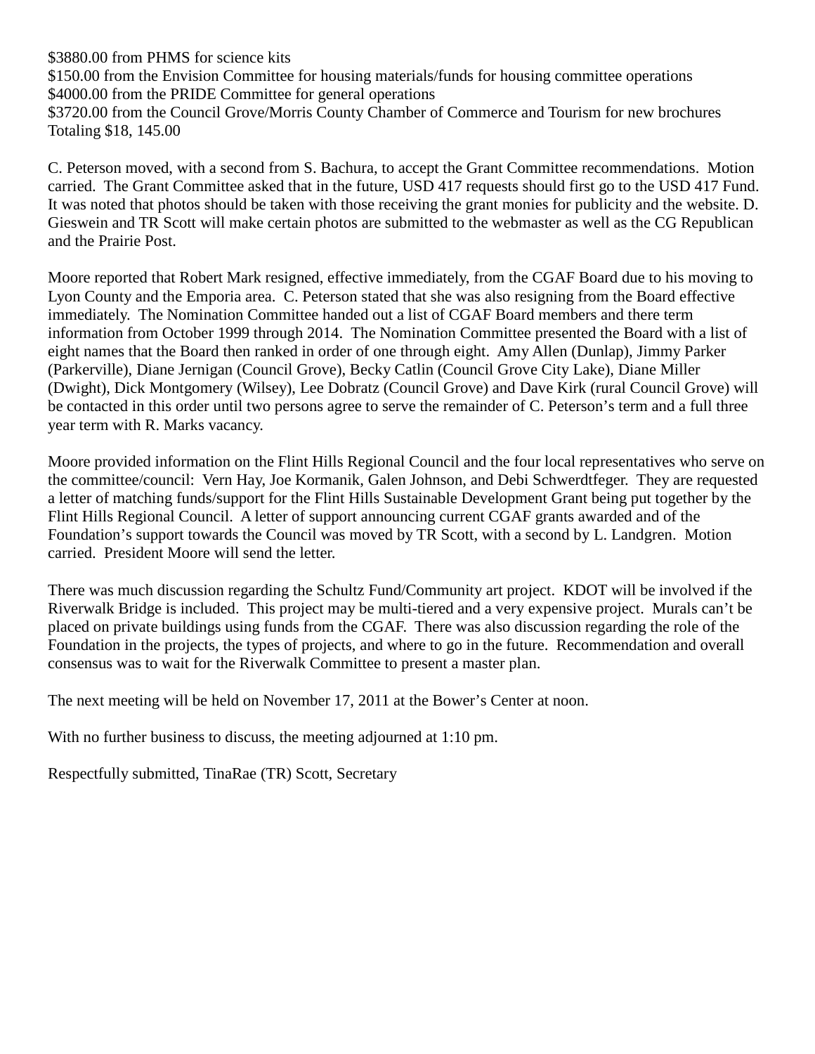$3880.00 from PHMS for science kits
$150.00 from the Envision Committee for housing materials/funds for housing committee operations
$4000.00 from the PRIDE Committee for general operations
$3720.00 from the Council Grove/Morris County Chamber of Commerce and Tourism for new brochures
Totaling $18, 145.00

C. Peterson moved, with a second from S. Bachura, to accept the Grant Committee recommendations. Motion carried. The Grant Committee asked that in the future, USD 417 requests should first go to the USD 417 Fund. It was noted that photos should be taken with those receiving the grant monies for publicity and the website. D. Gieswein and TR Scott will make certain photos are submitted to the webmaster as well as the CG Republican and the Prairie Post.

Moore reported that Robert Mark resigned, effective immediately, from the CGAF Board due to his moving to Lyon County and the Emporia area. C. Peterson stated that she was also resigning from the Board effective immediately. The Nomination Committee handed out a list of CGAF Board members and there term information from October 1999 through 2014. The Nomination Committee presented the Board with a list of eight names that the Board then ranked in order of one through eight. Amy Allen (Dunlap), Jimmy Parker (Parkerville), Diane Jernigan (Council Grove), Becky Catlin (Council Grove City Lake), Diane Miller (Dwight), Dick Montgomery (Wilsey), Lee Dobratz (Council Grove) and Dave Kirk (rural Council Grove) will be contacted in this order until two persons agree to serve the remainder of C. Peterson's term and a full three year term with R. Marks vacancy.

Moore provided information on the Flint Hills Regional Council and the four local representatives who serve on the committee/council: Vern Hay, Joe Kormanik, Galen Johnson, and Debi Schwerdtfeger. They are requested a letter of matching funds/support for the Flint Hills Sustainable Development Grant being put together by the Flint Hills Regional Council. A letter of support announcing current CGAF grants awarded and of the Foundation's support towards the Council was moved by TR Scott, with a second by L. Landgren. Motion carried. President Moore will send the letter.

There was much discussion regarding the Schultz Fund/Community art project. KDOT will be involved if the Riverwalk Bridge is included. This project may be multi-tiered and a very expensive project. Murals can't be placed on private buildings using funds from the CGAF. There was also discussion regarding the role of the Foundation in the projects, the types of projects, and where to go in the future. Recommendation and overall consensus was to wait for the Riverwalk Committee to present a master plan.

The next meeting will be held on November 17, 2011 at the Bower's Center at noon.

With no further business to discuss, the meeting adjourned at 1:10 pm.

Respectfully submitted, TinaRae (TR) Scott, Secretary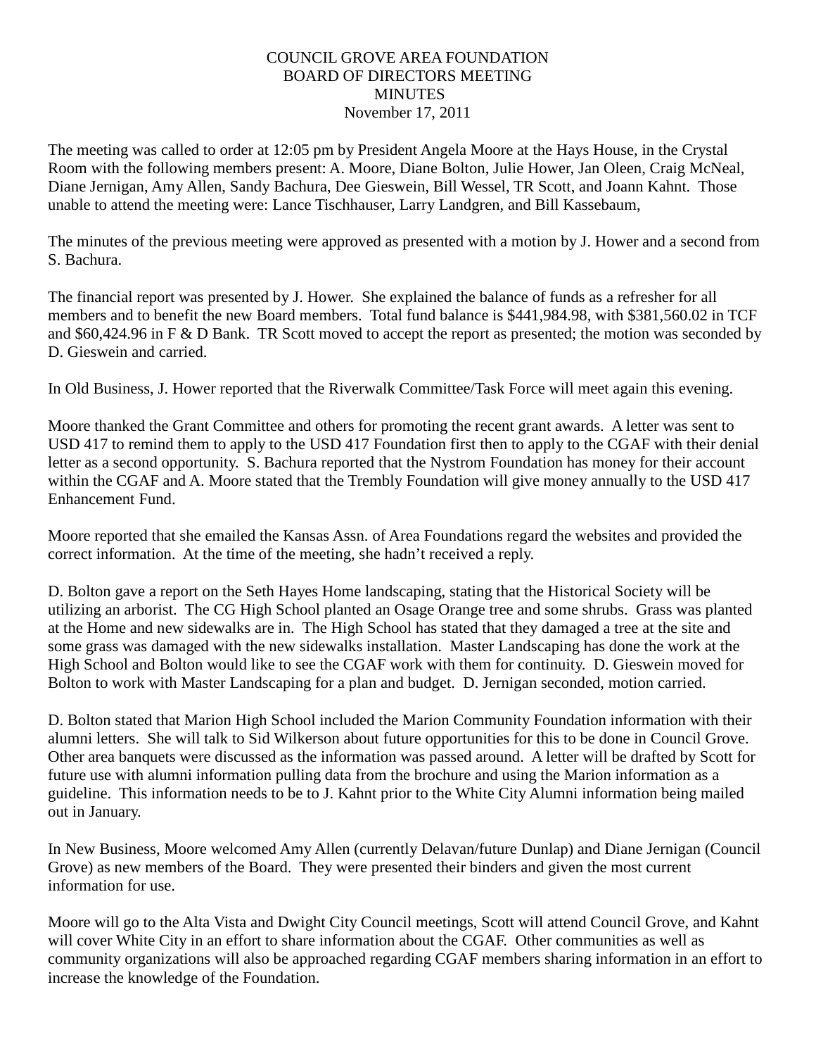# COUNCIL GROVE AREA FOUNDATION
## BOARD OF DIRECTORS MEETING
## MINUTES
November 17, 2011

The meeting was called to order at 12:05 pm by President Angela Moore at the Hays House, in the Crystal Room with the following members present: A. Moore, Diane Bolton, Julie Hower, Jan Oleen, Craig McNeal, Diane Jernigan, Amy Allen, Sandy Bachura, Dee Gieswein, Bill Wessel, TR Scott, and Joann Kahnt. Those unable to attend the meeting were: Lance Tischhauser, Larry Landgren, and Bill Kassebaum,

The minutes of the previous meeting were approved as presented with a motion by J. Hower and a second from S. Bachura.

The financial report was presented by J. Hower. She explained the balance of funds as a refresher for all members and to benefit the new Board members. Total fund balance is $441,984.98, with $381,560.02 in TCF and $60,424.96 in F & D Bank. TR Scott moved to accept the report as presented; the motion was seconded by D. Gieswein and carried.

In Old Business, J. Hower reported that the Riverwalk Committee/Task Force will meet again this evening.

Moore thanked the Grant Committee and others for promoting the recent grant awards. A letter was sent to USD 417 to remind them to apply to the USD 417 Foundation first then to apply to the CGAF with their denial letter as a second opportunity. S. Bachura reported that the Nystrom Foundation has money for their account within the CGAF and A. Moore stated that the Trembly Foundation will give money annually to the USD 417 Enhancement Fund.

Moore reported that she emailed the Kansas Assn. of Area Foundations regard the websites and provided the correct information. At the time of the meeting, she hadn't received a reply.

D. Bolton gave a report on the Seth Hayes Home landscaping, stating that the Historical Society will be utilizing an arborist. The CG High School planted an Osage Orange tree and some shrubs. Grass was planted at the Home and new sidewalks are in. The High School has stated that they damaged a tree at the site and some grass was damaged with the new sidewalks installation. Master Landscaping has done the work at the High School and Bolton would like to see the CGAF work with them for continuity. D. Gieswein moved for Bolton to work with Master Landscaping for a plan and budget. D. Jernigan seconded, motion carried.

D. Bolton stated that Marion High School included the Marion Community Foundation information with their alumni letters. She will talk to Sid Wilkerson about future opportunities for this to be done in Council Grove. Other area banquets were discussed as the information was passed around. A letter will be drafted by Scott for future use with alumni information pulling data from the brochure and using the Marion information as a guideline. This information needs to be to J. Kahnt prior to the White City Alumni information being mailed out in January.

In New Business, Moore welcomed Amy Allen (currently Delavan/future Dunlap) and Diane Jernigan (Council Grove) as new members of the Board. They were presented their binders and given the most current information for use.

Moore will go to the Alta Vista and Dwight City Council meetings, Scott will attend Council Grove, and Kahnt will cover White City in an effort to share information about the CGAF. Other communities as well as community organizations will also be approached regarding CGAF members sharing information in an effort to increase the knowledge of the Foundation.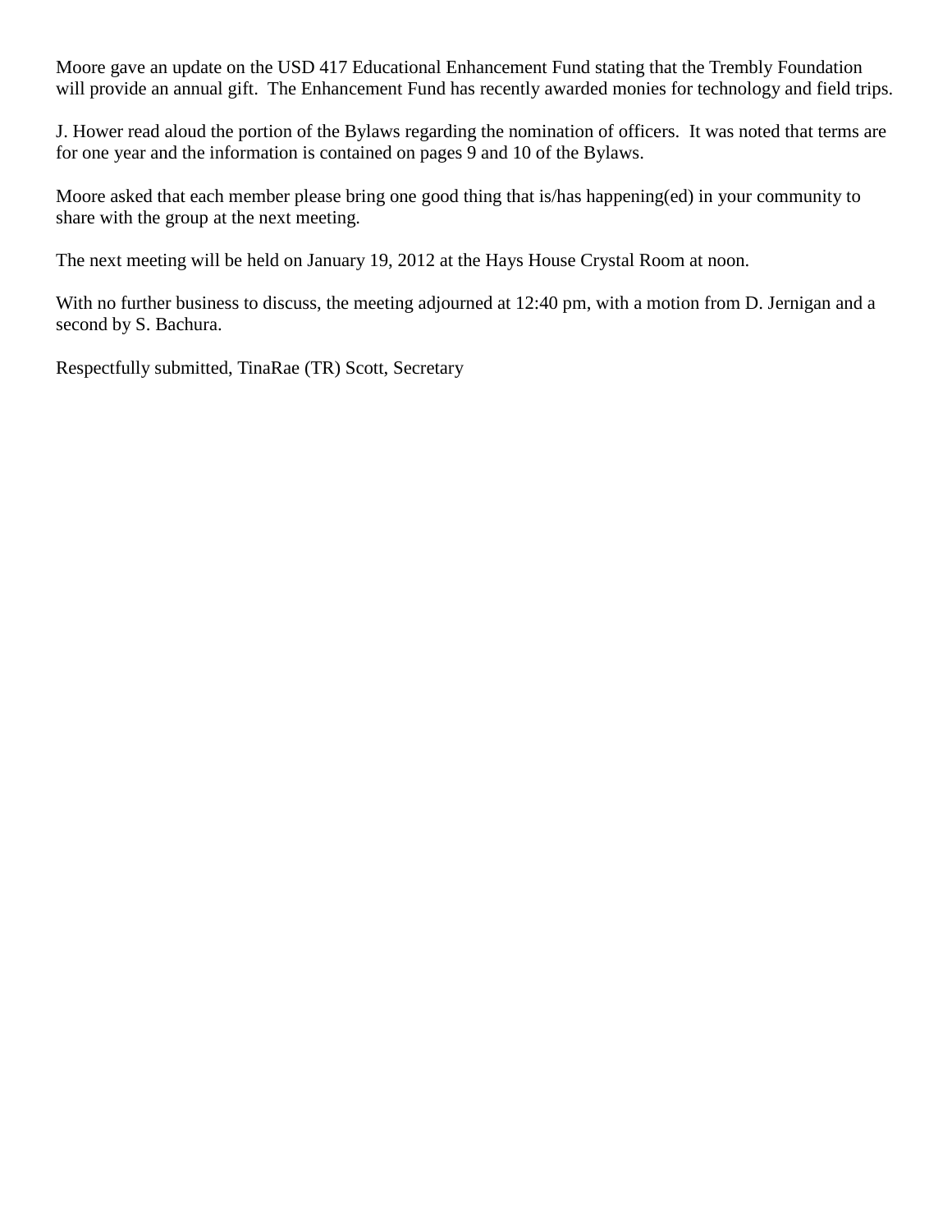Moore gave an update on the USD 417 Educational Enhancement Fund stating that the Trembly Foundation will provide an annual gift. The Enhancement Fund has recently awarded monies for technology and field trips.

J. Hower read aloud the portion of the Bylaws regarding the nomination of officers. It was noted that terms are for one year and the information is contained on pages 9 and 10 of the Bylaws.

Moore asked that each member please bring one good thing that is/has happening(ed) in your community to share with the group at the next meeting.

The next meeting will be held on January 19, 2012 at the Hays House Crystal Room at noon.

With no further business to discuss, the meeting adjourned at 12:40 pm, with a motion from D. Jernigan and a second by S. Bachura.

Respectfully submitted, TinaRae (TR) Scott, Secretary